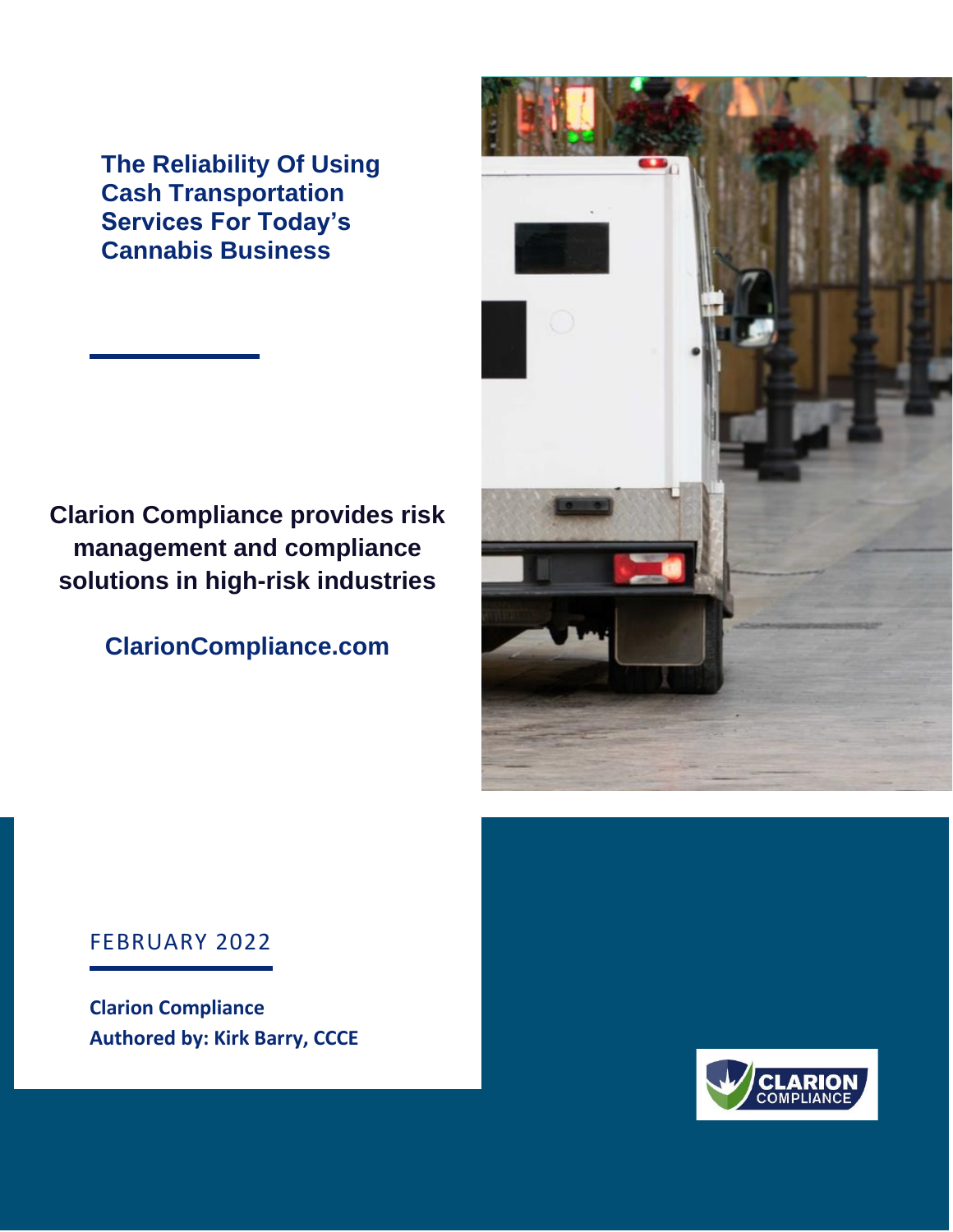# The Reliability Of Using Cash Transportation Services For Today's Cannabis Business

**Clarion Compliance provides risk management and compliance solutions in high-risk industries**

**ClarionCompliance.com**

FEBRUARY 2022

**Clarion Compliance**
**Authored by: Kirk Barry, CCCE**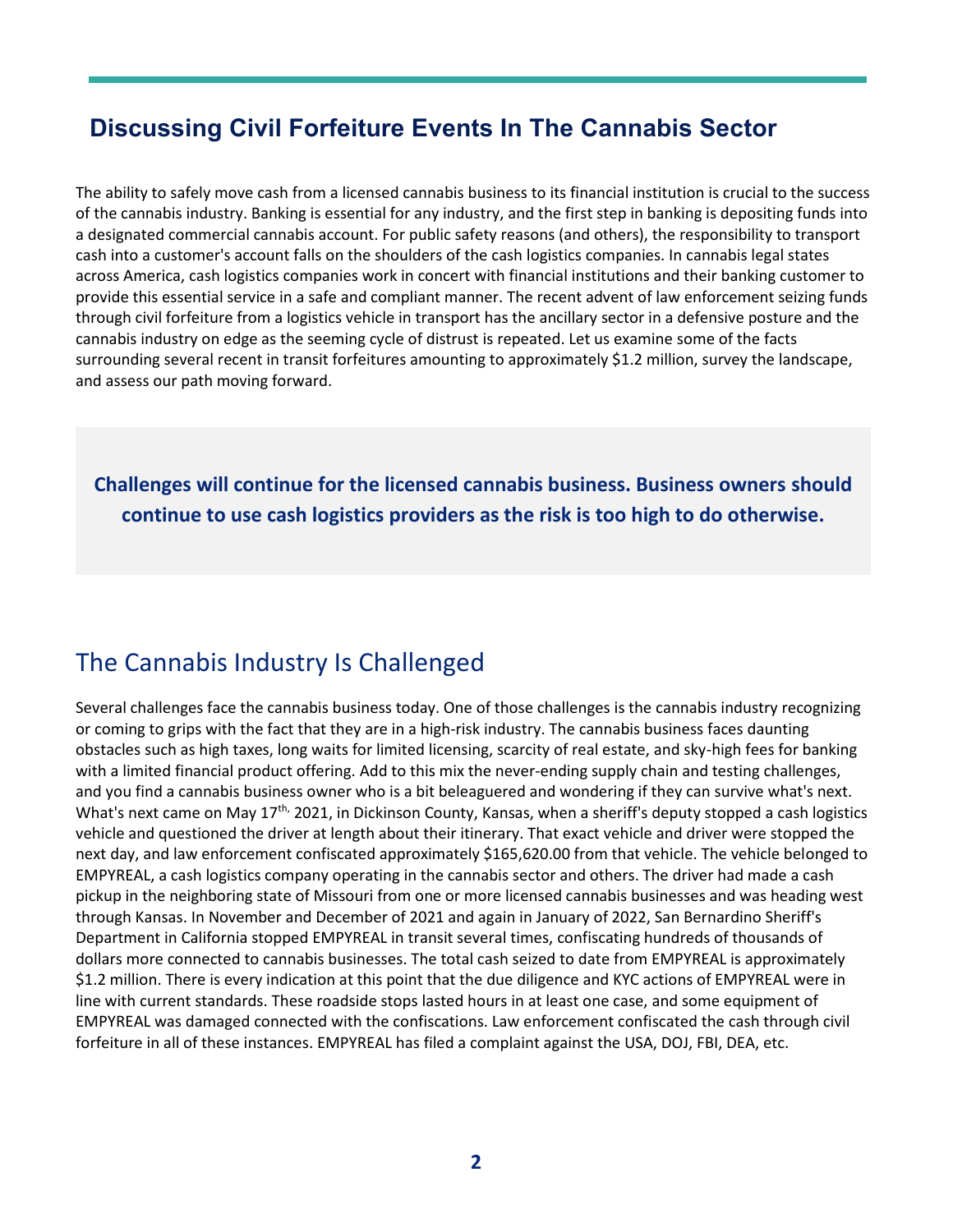# Discussing Civil Forfeiture Events In The Cannabis Sector

The ability to safely move cash from a licensed cannabis business to its financial institution is crucial to the success of the cannabis industry. Banking is essential for any industry, and the first step in banking is depositing funds into a designated commercial cannabis account. For public safety reasons (and others), the responsibility to transport cash into a customer's account falls on the shoulders of the cash logistics companies. In cannabis legal states across America, cash logistics companies work in concert with financial institutions and their banking customer to provide this essential service in a safe and compliant manner. The recent advent of law enforcement seizing funds through civil forfeiture from a logistics vehicle in transport has the ancillary sector in a defensive posture and the cannabis industry on edge as the seeming cycle of distrust is repeated. Let us examine some of the facts surrounding several recent in transit forfeitures amounting to approximately $1.2 million, survey the landscape, and assess our path moving forward.

**Challenges will continue for the licensed cannabis business. Business owners should continue to use cash logistics providers as the risk is too high to do otherwise.**

## The Cannabis Industry Is Challenged

Several challenges face the cannabis business today. One of those challenges is the cannabis industry recognizing or coming to grips with the fact that they are in a high-risk industry. The cannabis business faces daunting obstacles such as high taxes, long waits for limited licensing, scarcity of real estate, and sky-high fees for banking with a limited financial product offering. Add to this mix the never-ending supply chain and testing challenges, and you find a cannabis business owner who is a bit beleaguered and wondering if they can survive what's next. What's next came on May 17th, 2021, in Dickinson County, Kansas, when a sheriff's deputy stopped a cash logistics vehicle and questioned the driver at length about their itinerary. That exact vehicle and driver were stopped the next day, and law enforcement confiscated approximately $165,620.00 from that vehicle. The vehicle belonged to EMPYREAL, a cash logistics company operating in the cannabis sector and others. The driver had made a cash pickup in the neighboring state of Missouri from one or more licensed cannabis businesses and was heading west through Kansas. In November and December of 2021 and again in January of 2022, San Bernardino Sheriff's Department in California stopped EMPYREAL in transit several times, confiscating hundreds of thousands of dollars more connected to cannabis businesses. The total cash seized to date from EMPYREAL is approximately $1.2 million. There is every indication at this point that the due diligence and KYC actions of EMPYREAL were in line with current standards. These roadside stops lasted hours in at least one case, and some equipment of EMPYREAL was damaged connected with the confiscations. Law enforcement confiscated the cash through civil forfeiture in all of these instances. EMPYREAL has filed a complaint against the USA, DOJ, FBI, DEA, etc.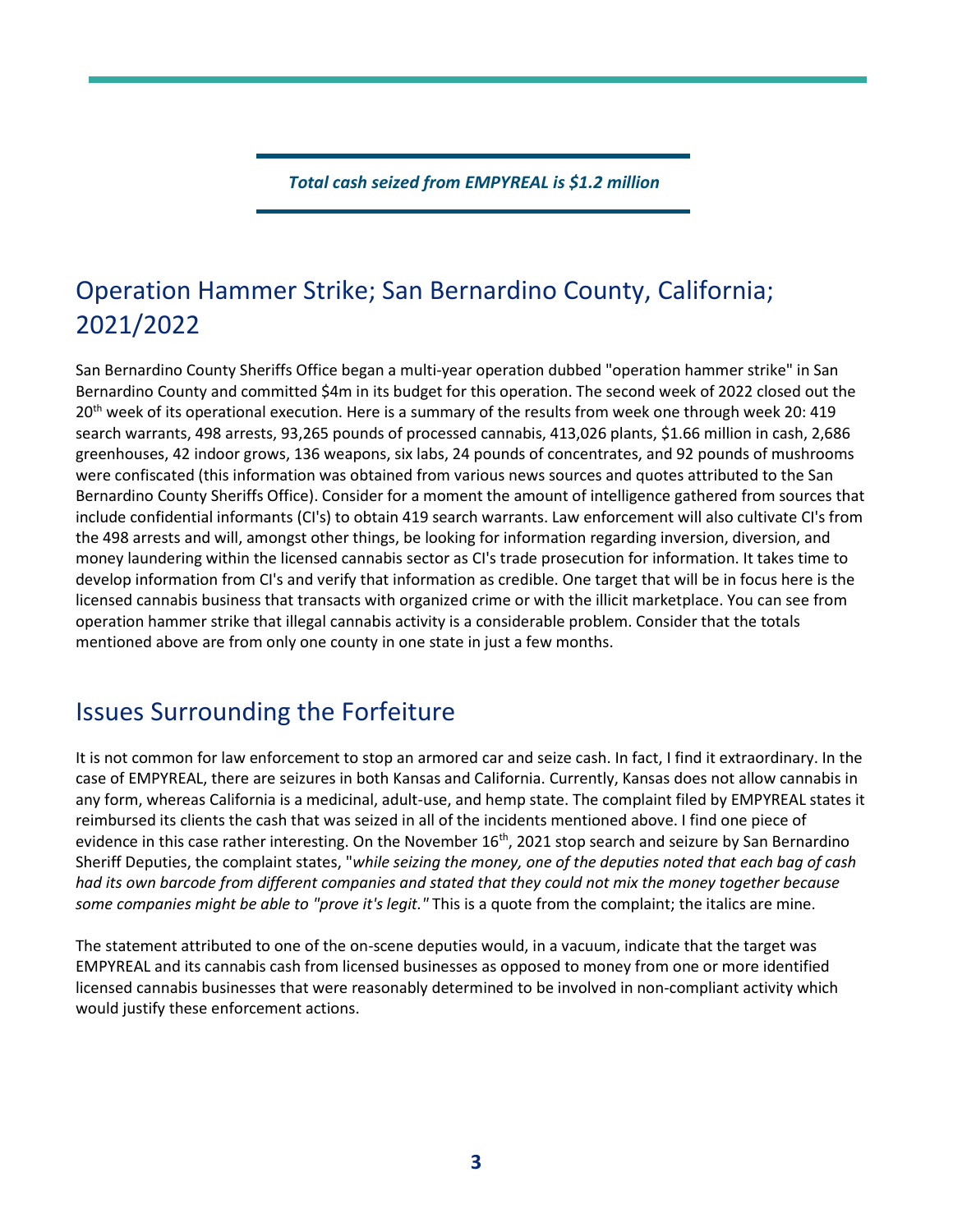***Total cash seized from EMPYREAL is $1.2 million***

## Operation Hammer Strike; San Bernardino County, California; 2021/2022

San Bernardino County Sheriffs Office began a multi-year operation dubbed "operation hammer strike" in San Bernardino County and committed $4m in its budget for this operation. The second week of 2022 closed out the 20th week of its operational execution. Here is a summary of the results from week one through week 20: 419 search warrants, 498 arrests, 93,265 pounds of processed cannabis, 413,026 plants, $1.66 million in cash, 2,686 greenhouses, 42 indoor grows, 136 weapons, six labs, 24 pounds of concentrates, and 92 pounds of mushrooms were confiscated (this information was obtained from various news sources and quotes attributed to the San Bernardino County Sheriffs Office). Consider for a moment the amount of intelligence gathered from sources that include confidential informants (CI's) to obtain 419 search warrants. Law enforcement will also cultivate CI's from the 498 arrests and will, amongst other things, be looking for information regarding inversion, diversion, and money laundering within the licensed cannabis sector as CI's trade prosecution for information. It takes time to develop information from CI's and verify that information as credible. One target that will be in focus here is the licensed cannabis business that transacts with organized crime or with the illicit marketplace. You can see from operation hammer strike that illegal cannabis activity is a considerable problem. Consider that the totals mentioned above are from only one county in one state in just a few months.

## Issues Surrounding the Forfeiture

It is not common for law enforcement to stop an armored car and seize cash. In fact, I find it extraordinary. In the case of EMPYREAL, there are seizures in both Kansas and California. Currently, Kansas does not allow cannabis in any form, whereas California is a medicinal, adult-use, and hemp state. The complaint filed by EMPYREAL states it reimbursed its clients the cash that was seized in all of the incidents mentioned above. I find one piece of evidence in this case rather interesting. On the November 16th, 2021 stop search and seizure by San Bernardino Sheriff Deputies, the complaint states, "*while seizing the money, one of the deputies noted that each bag of cash had its own barcode from different companies and stated that they could not mix the money together because some companies might be able to "prove it's legit."* This is a quote from the complaint; the italics are mine.

The statement attributed to one of the on-scene deputies would, in a vacuum, indicate that the target was EMPYREAL and its cannabis cash from licensed businesses as opposed to money from one or more identified licensed cannabis businesses that were reasonably determined to be involved in non-compliant activity which would justify these enforcement actions.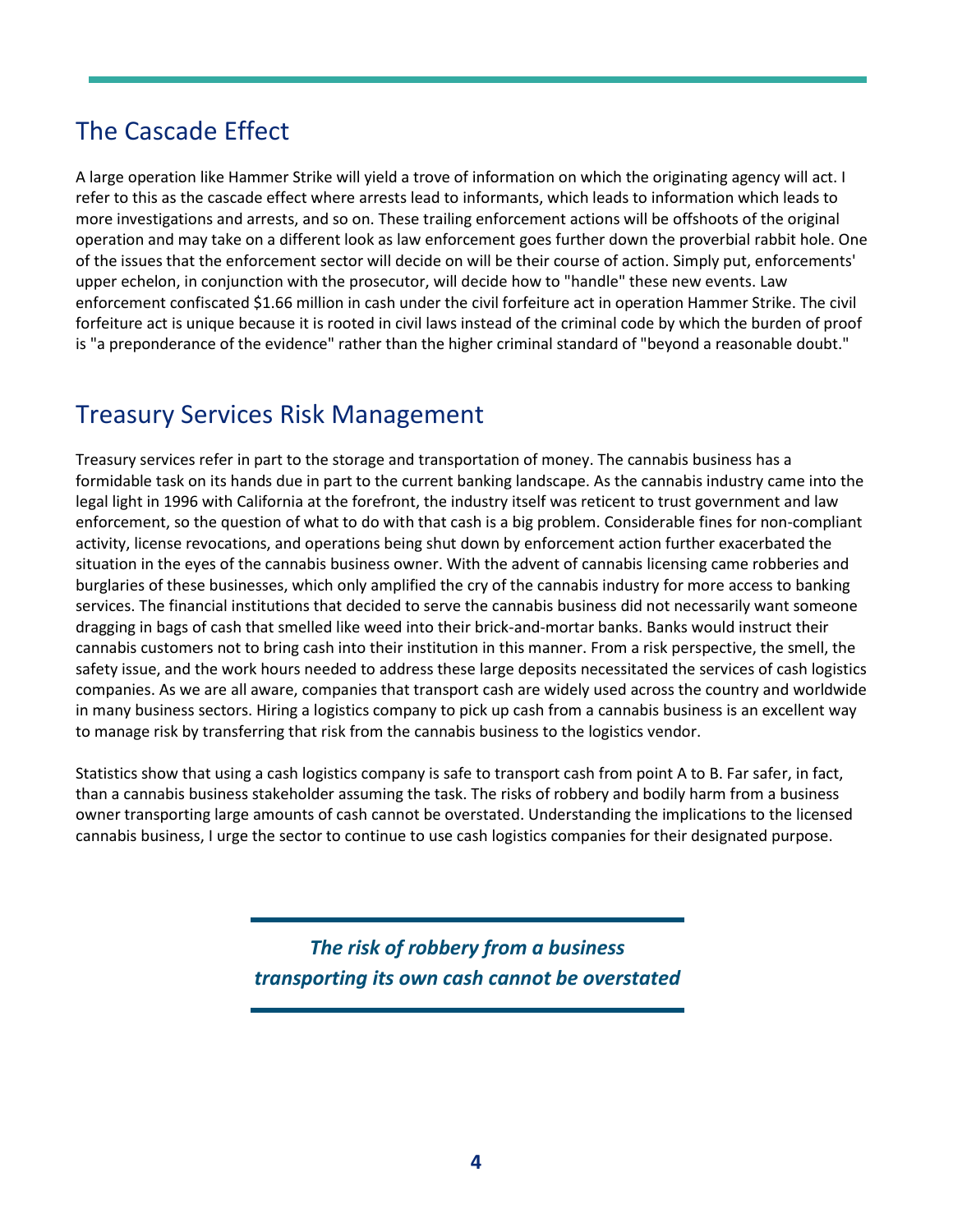## The Cascade Effect

A large operation like Hammer Strike will yield a trove of information on which the originating agency will act. I refer to this as the cascade effect where arrests lead to informants, which leads to information which leads to more investigations and arrests, and so on. These trailing enforcement actions will be offshoots of the original operation and may take on a different look as law enforcement goes further down the proverbial rabbit hole. One of the issues that the enforcement sector will decide on will be their course of action. Simply put, enforcements' upper echelon, in conjunction with the prosecutor, will decide how to "handle" these new events. Law enforcement confiscated $1.66 million in cash under the civil forfeiture act in operation Hammer Strike. The civil forfeiture act is unique because it is rooted in civil laws instead of the criminal code by which the burden of proof is "a preponderance of the evidence" rather than the higher criminal standard of "beyond a reasonable doubt."

## Treasury Services Risk Management

Treasury services refer in part to the storage and transportation of money. The cannabis business has a formidable task on its hands due in part to the current banking landscape. As the cannabis industry came into the legal light in 1996 with California at the forefront, the industry itself was reticent to trust government and law enforcement, so the question of what to do with that cash is a big problem. Considerable fines for non-compliant activity, license revocations, and operations being shut down by enforcement action further exacerbated the situation in the eyes of the cannabis business owner. With the advent of cannabis licensing came robberies and burglaries of these businesses, which only amplified the cry of the cannabis industry for more access to banking services. The financial institutions that decided to serve the cannabis business did not necessarily want someone dragging in bags of cash that smelled like weed into their brick-and-mortar banks. Banks would instruct their cannabis customers not to bring cash into their institution in this manner. From a risk perspective, the smell, the safety issue, and the work hours needed to address these large deposits necessitated the services of cash logistics companies. As we are all aware, companies that transport cash are widely used across the country and worldwide in many business sectors. Hiring a logistics company to pick up cash from a cannabis business is an excellent way to manage risk by transferring that risk from the cannabis business to the logistics vendor.

Statistics show that using a cash logistics company is safe to transport cash from point A to B. Far safer, in fact, than a cannabis business stakeholder assuming the task. The risks of robbery and bodily harm from a business owner transporting large amounts of cash cannot be overstated. Understanding the implications to the licensed cannabis business, I urge the sector to continue to use cash logistics companies for their designated purpose.

***The risk of robbery from a business transporting its own cash cannot be overstated***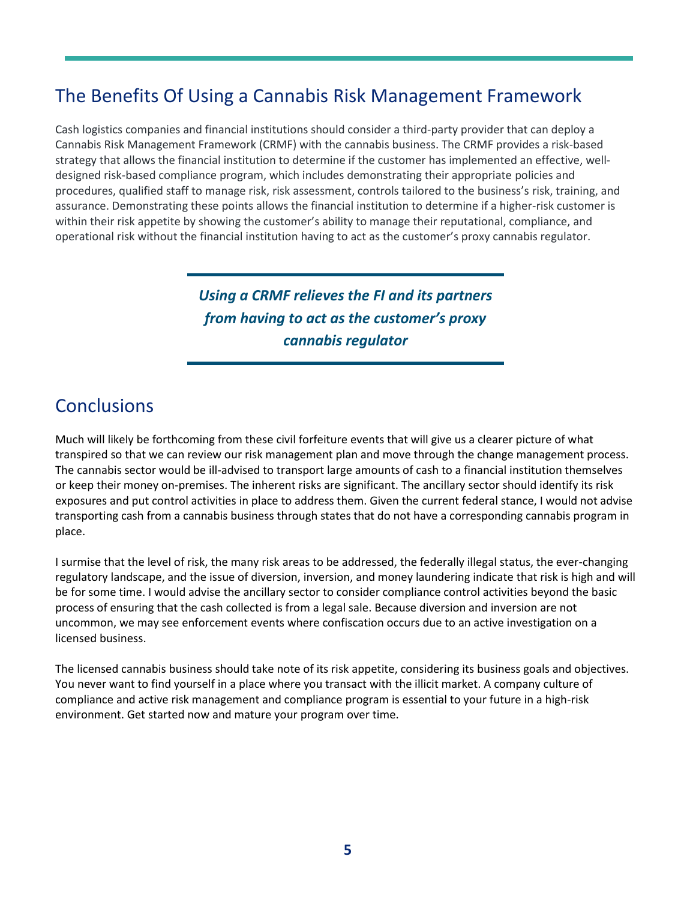## The Benefits Of Using a Cannabis Risk Management Framework

Cash logistics companies and financial institutions should consider a third-party provider that can deploy a Cannabis Risk Management Framework (CRMF) with the cannabis business. The CRMF provides a risk-based strategy that allows the financial institution to determine if the customer has implemented an effective, well-designed risk-based compliance program, which includes demonstrating their appropriate policies and procedures, qualified staff to manage risk, risk assessment, controls tailored to the business's risk, training, and assurance. Demonstrating these points allows the financial institution to determine if a higher-risk customer is within their risk appetite by showing the customer's ability to manage their reputational, compliance, and operational risk without the financial institution having to act as the customer's proxy cannabis regulator.

> ***Using a CRMF relieves the FI and its partners from having to act as the customer's proxy cannabis regulator***

## Conclusions

Much will likely be forthcoming from these civil forfeiture events that will give us a clearer picture of what transpired so that we can review our risk management plan and move through the change management process. The cannabis sector would be ill-advised to transport large amounts of cash to a financial institution themselves or keep their money on-premises. The inherent risks are significant. The ancillary sector should identify its risk exposures and put control activities in place to address them. Given the current federal stance, I would not advise transporting cash from a cannabis business through states that do not have a corresponding cannabis program in place.

I surmise that the level of risk, the many risk areas to be addressed, the federally illegal status, the ever-changing regulatory landscape, and the issue of diversion, inversion, and money laundering indicate that risk is high and will be for some time. I would advise the ancillary sector to consider compliance control activities beyond the basic process of ensuring that the cash collected is from a legal sale. Because diversion and inversion are not uncommon, we may see enforcement events where confiscation occurs due to an active investigation on a licensed business.

The licensed cannabis business should take note of its risk appetite, considering its business goals and objectives. You never want to find yourself in a place where you transact with the illicit market. A company culture of compliance and active risk management and compliance program is essential to your future in a high-risk environment. Get started now and mature your program over time.